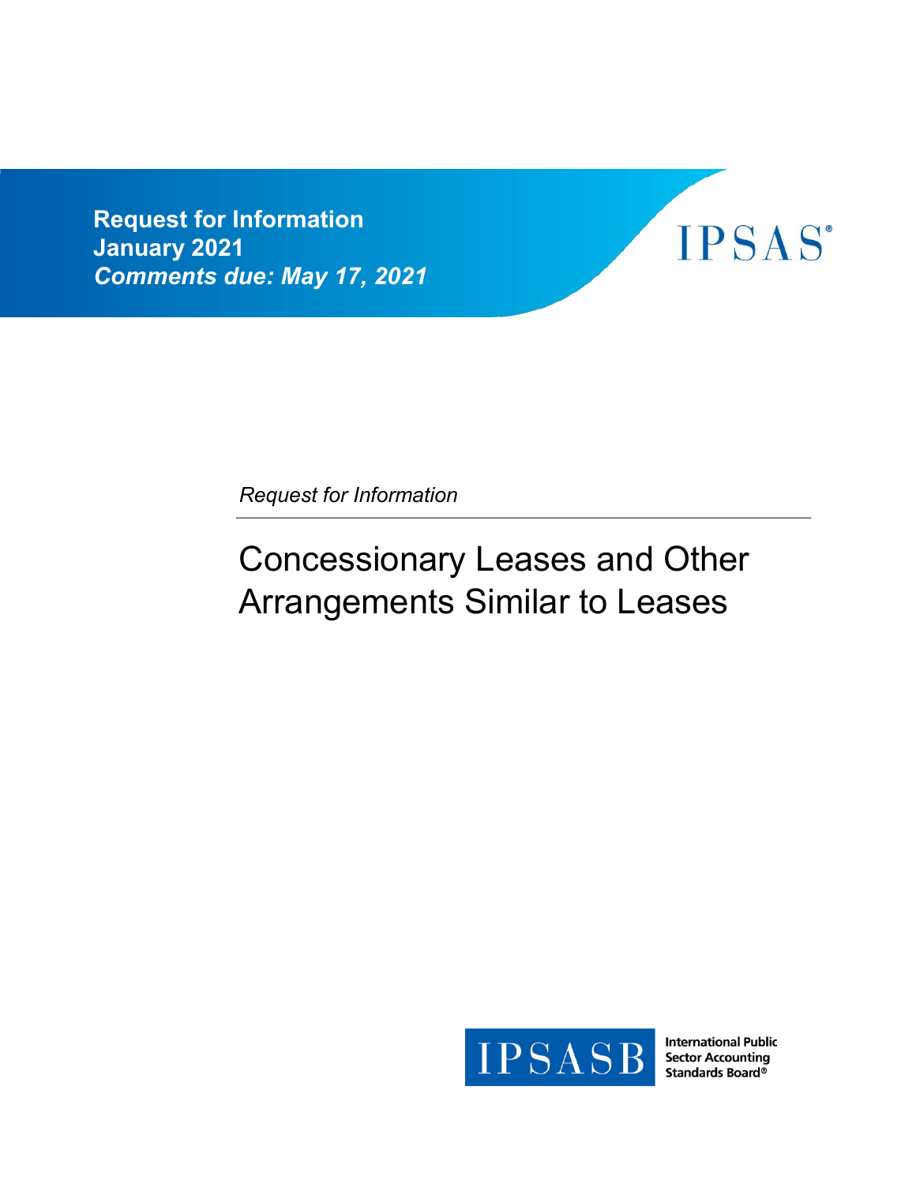**Request for Information**
**January 2021**
***Comments due: May 17, 2021***

IPSAS®

*Request for Information*

# Concessionary Leases and Other Arrangements Similar to Leases

IPSASB International Public Sector Accounting Standards Board®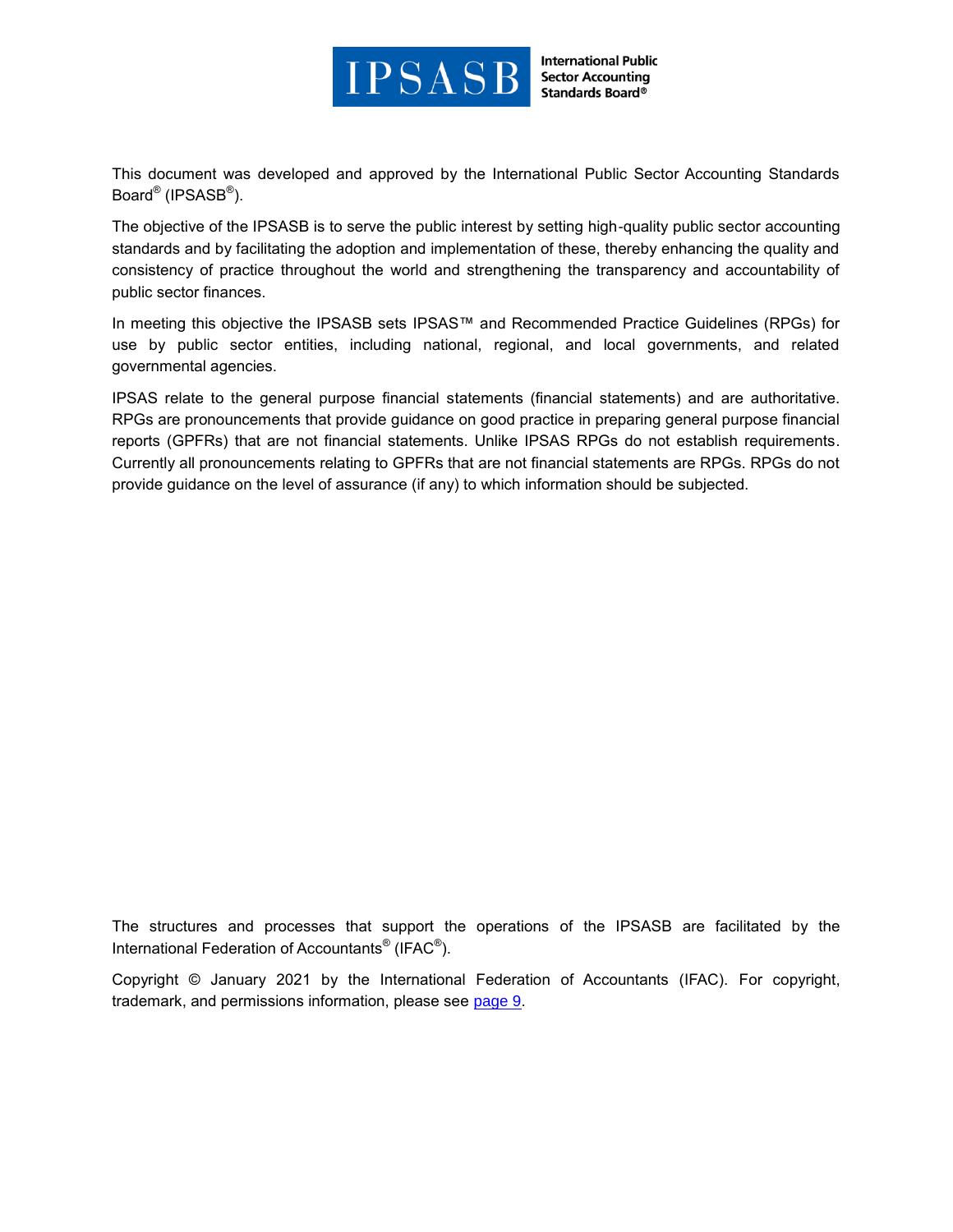This document was developed and approved by the International Public Sector Accounting Standards Board® (IPSASB®).

The objective of the IPSASB is to serve the public interest by setting high-quality public sector accounting standards and by facilitating the adoption and implementation of these, thereby enhancing the quality and consistency of practice throughout the world and strengthening the transparency and accountability of public sector finances.

In meeting this objective the IPSASB sets IPSAS™ and Recommended Practice Guidelines (RPGs) for use by public sector entities, including national, regional, and local governments, and related governmental agencies.

IPSAS relate to the general purpose financial statements (financial statements) and are authoritative. RPGs are pronouncements that provide guidance on good practice in preparing general purpose financial reports (GPFRs) that are not financial statements. Unlike IPSAS RPGs do not establish requirements. Currently all pronouncements relating to GPFRs that are not financial statements are RPGs. RPGs do not provide guidance on the level of assurance (if any) to which information should be subjected.

The structures and processes that support the operations of the IPSASB are facilitated by the International Federation of Accountants® (IFAC®).

Copyright © January 2021 by the International Federation of Accountants (IFAC). For copyright, trademark, and permissions information, please see page 9.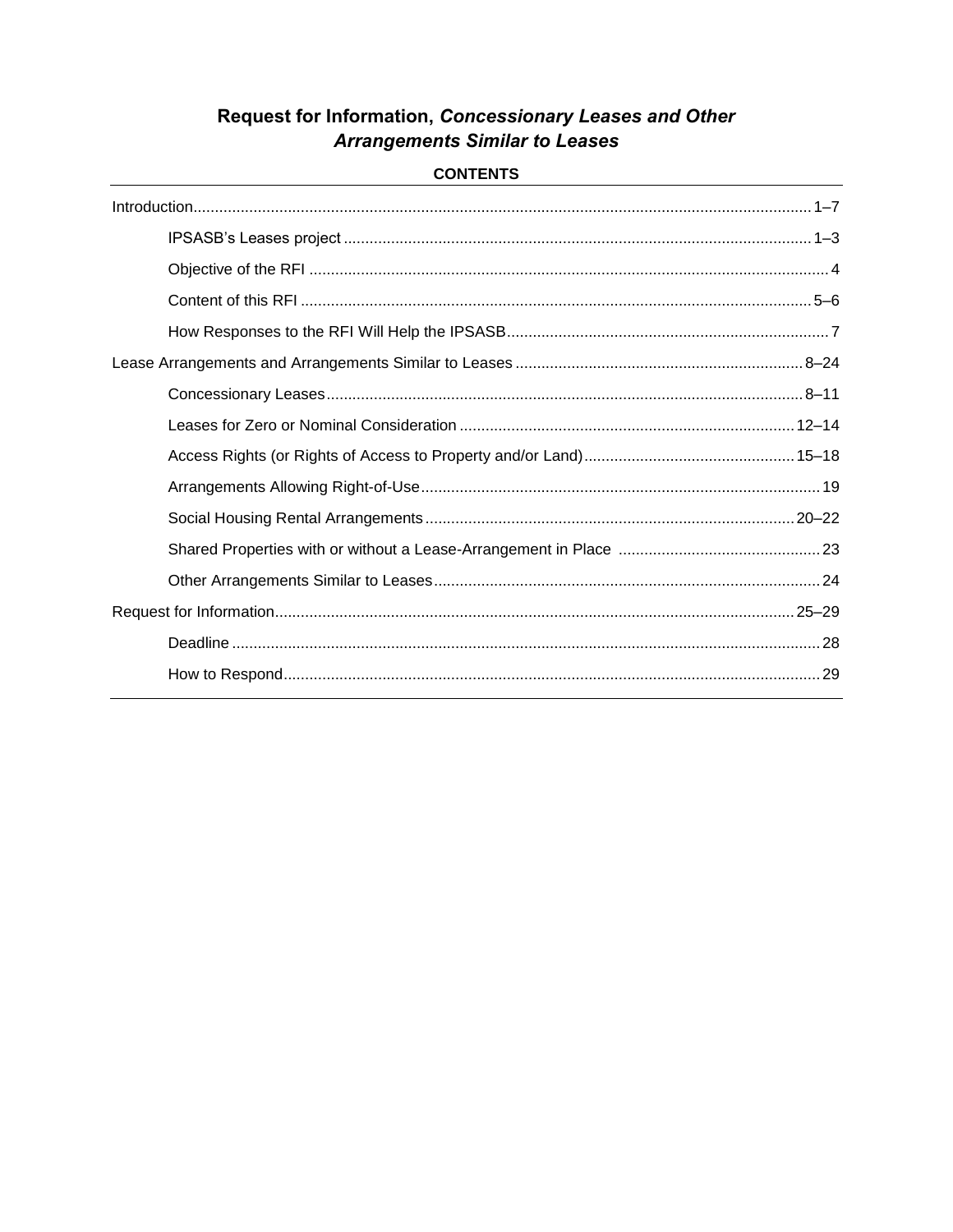# Request for Information, *Concessionary Leases and Other Arrangements Similar to Leases*

**CONTENTS**

| | |
|---|---|
| Introduction | 1–7 |
| IPSASB's Leases project | 1–3 |
| Objective of the RFI | 4 |
| Content of this RFI | 5–6 |
| How Responses to the RFI Will Help the IPSASB | 7 |
| Lease Arrangements and Arrangements Similar to Leases | 8–24 |
| Concessionary Leases | 8–11 |
| Leases for Zero or Nominal Consideration | 12–14 |
| Access Rights (or Rights of Access to Property and/or Land) | 15–18 |
| Arrangements Allowing Right-of-Use | 19 |
| Social Housing Rental Arrangements | 20–22 |
| Shared Properties with or without a Lease-Arrangement in Place | 23 |
| Other Arrangements Similar to Leases | 24 |
| Request for Information | 25–29 |
| Deadline | 28 |
| How to Respond | 29 |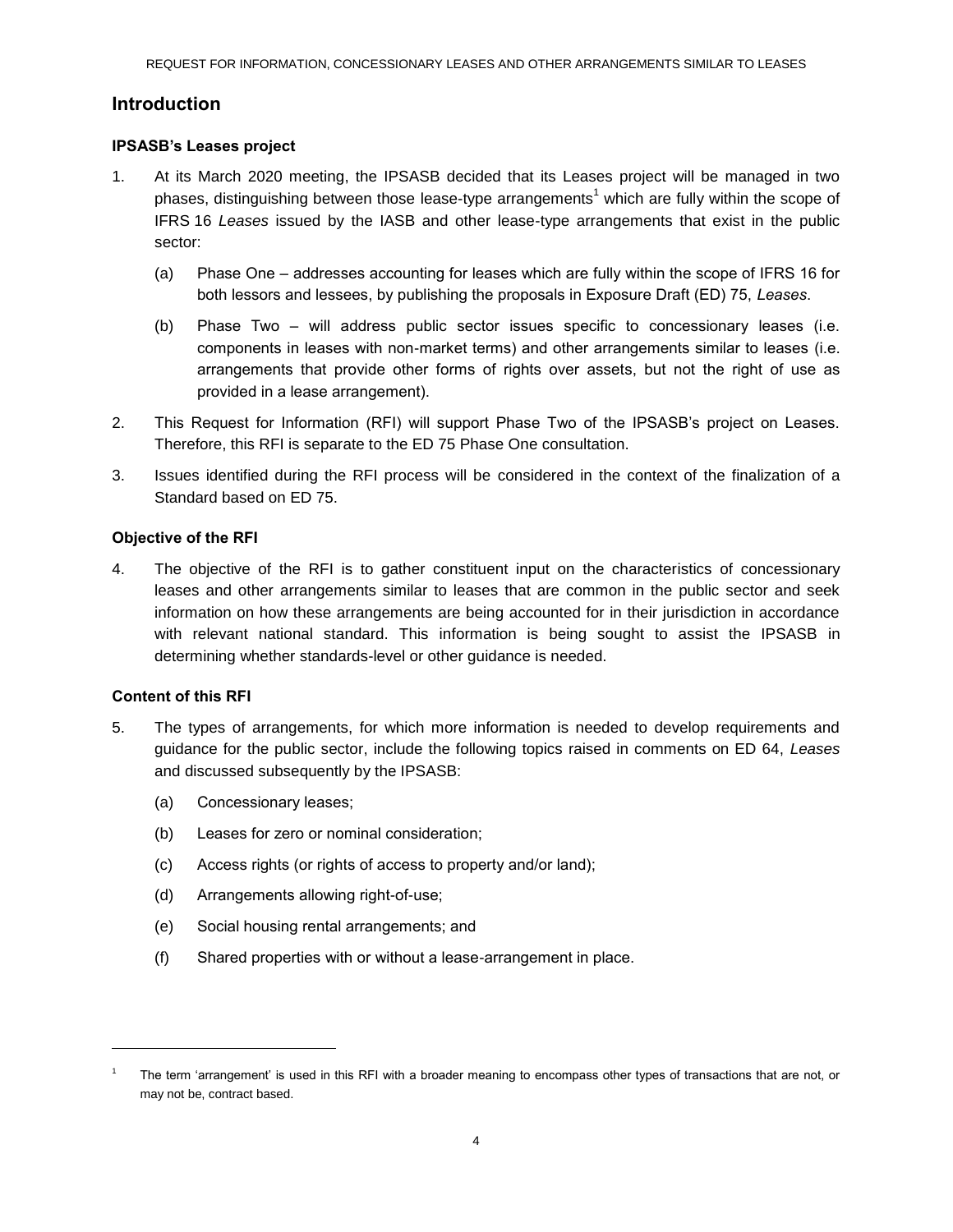## Introduction

### IPSASB's Leases project

1. At its March 2020 meeting, the IPSASB decided that its Leases project will be managed in two phases, distinguishing between those lease-type arrangements[1] which are fully within the scope of IFRS 16 *Leases* issued by the IASB and other lease-type arrangements that exist in the public sector:

   (a) Phase One – addresses accounting for leases which are fully within the scope of IFRS 16 for both lessors and lessees, by publishing the proposals in Exposure Draft (ED) 75, *Leases*.

   (b) Phase Two – will address public sector issues specific to concessionary leases (i.e. components in leases with non-market terms) and other arrangements similar to leases (i.e. arrangements that provide other forms of rights over assets, but not the right of use as provided in a lease arrangement).

2. This Request for Information (RFI) will support Phase Two of the IPSASB's project on Leases. Therefore, this RFI is separate to the ED 75 Phase One consultation.

3. Issues identified during the RFI process will be considered in the context of the finalization of a Standard based on ED 75.

### Objective of the RFI

4. The objective of the RFI is to gather constituent input on the characteristics of concessionary leases and other arrangements similar to leases that are common in the public sector and seek information on how these arrangements are being accounted for in their jurisdiction in accordance with relevant national standard. This information is being sought to assist the IPSASB in determining whether standards-level or other guidance is needed.

### Content of this RFI

5. The types of arrangements, for which more information is needed to develop requirements and guidance for the public sector, include the following topics raised in comments on ED 64, *Leases* and discussed subsequently by the IPSASB:

   (a) Concessionary leases;

   (b) Leases for zero or nominal consideration;

   (c) Access rights (or rights of access to property and/or land);

   (d) Arrangements allowing right-of-use;

   (e) Social housing rental arrangements; and

   (f) Shared properties with or without a lease-arrangement in place.

---

[1] The term 'arrangement' is used in this RFI with a broader meaning to encompass other types of transactions that are not, or may not be, contract based.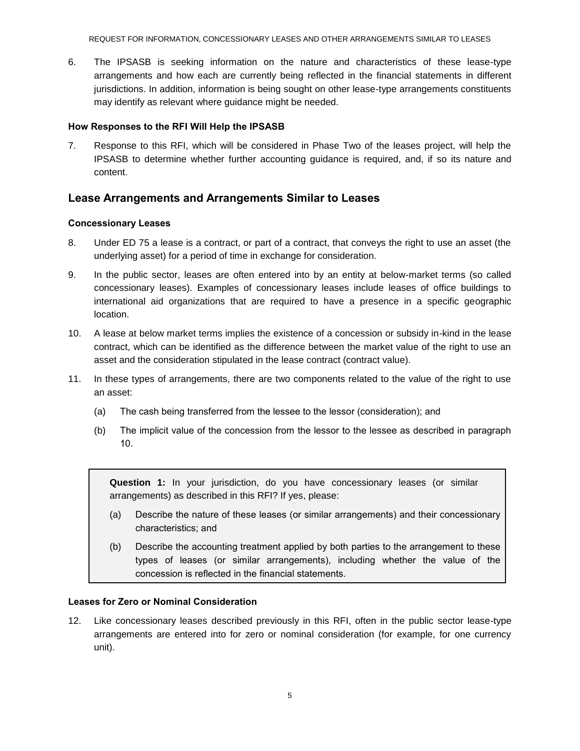6. The IPSASB is seeking information on the nature and characteristics of these lease-type arrangements and how each are currently being reflected in the financial statements in different jurisdictions. In addition, information is being sought on other lease-type arrangements constituents may identify as relevant where guidance might be needed.

### How Responses to the RFI Will Help the IPSASB

7. Response to this RFI, which will be considered in Phase Two of the leases project, will help the IPSASB to determine whether further accounting guidance is required, and, if so its nature and content.

## Lease Arrangements and Arrangements Similar to Leases

### Concessionary Leases

8. Under ED 75 a lease is a contract, or part of a contract, that conveys the right to use an asset (the underlying asset) for a period of time in exchange for consideration.

9. In the public sector, leases are often entered into by an entity at below-market terms (so called concessionary leases). Examples of concessionary leases include leases of office buildings to international aid organizations that are required to have a presence in a specific geographic location.

10. A lease at below market terms implies the existence of a concession or subsidy in-kind in the lease contract, which can be identified as the difference between the market value of the right to use an asset and the consideration stipulated in the lease contract (contract value).

11. In these types of arrangements, there are two components related to the value of the right to use an asset:

    (a) The cash being transferred from the lessee to the lessor (consideration); and

    (b) The implicit value of the concession from the lessor to the lessee as described in paragraph 10.

> **Question 1:** In your jurisdiction, do you have concessionary leases (or similar arrangements) as described in this RFI? If yes, please:
>
> (a) Describe the nature of these leases (or similar arrangements) and their concessionary characteristics; and
>
> (b) Describe the accounting treatment applied by both parties to the arrangement to these types of leases (or similar arrangements), including whether the value of the concession is reflected in the financial statements.

### Leases for Zero or Nominal Consideration

12. Like concessionary leases described previously in this RFI, often in the public sector lease-type arrangements are entered into for zero or nominal consideration (for example, for one currency unit).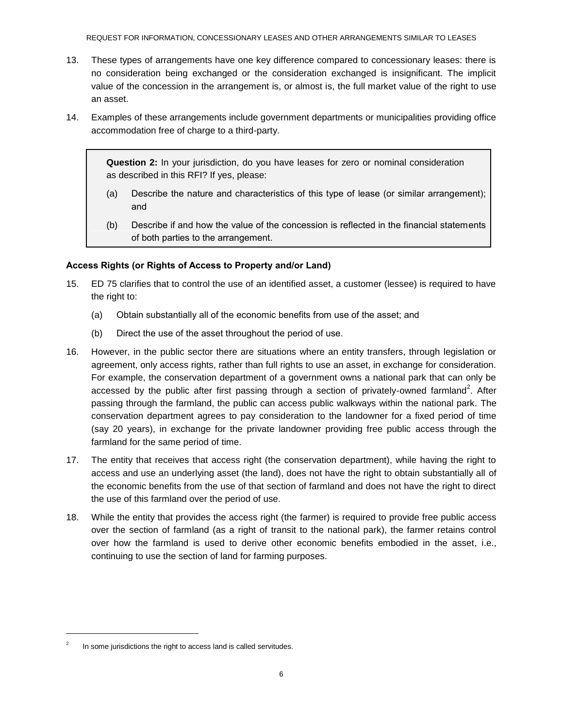13. These types of arrangements have one key difference compared to concessionary leases: there is no consideration being exchanged or the consideration exchanged is insignificant. The implicit value of the concession in the arrangement is, or almost is, the full market value of the right to use an asset.

14. Examples of these arrangements include government departments or municipalities providing office accommodation free of charge to a third-party.

> **Question 2:** In your jurisdiction, do you have leases for zero or nominal consideration as described in this RFI? If yes, please:
>
> (a) Describe the nature and characteristics of this type of lease (or similar arrangement); and
>
> (b) Describe if and how the value of the concession is reflected in the financial statements of both parties to the arrangement.

**Access Rights (or Rights of Access to Property and/or Land)**

15. ED 75 clarifies that to control the use of an identified asset, a customer (lessee) is required to have the right to:

    (a) Obtain substantially all of the economic benefits from use of the asset; and

    (b) Direct the use of the asset throughout the period of use.

16. However, in the public sector there are situations where an entity transfers, through legislation or agreement, only access rights, rather than full rights to use an asset, in exchange for consideration. For example, the conservation department of a government owns a national park that can only be accessed by the public after first passing through a section of privately-owned farmland[2]. After passing through the farmland, the public can access public walkways within the national park. The conservation department agrees to pay consideration to the landowner for a fixed period of time (say 20 years), in exchange for the private landowner providing free public access through the farmland for the same period of time.

17. The entity that receives that access right (the conservation department), while having the right to access and use an underlying asset (the land), does not have the right to obtain substantially all of the economic benefits from the use of that section of farmland and does not have the right to direct the use of this farmland over the period of use.

18. While the entity that provides the access right (the farmer) is required to provide free public access over the section of farmland (as a right of transit to the national park), the farmer retains control over how the farmland is used to derive other economic benefits embodied in the asset, i.e., continuing to use the section of land for farming purposes.

[2] In some jurisdictions the right to access land is called servitudes.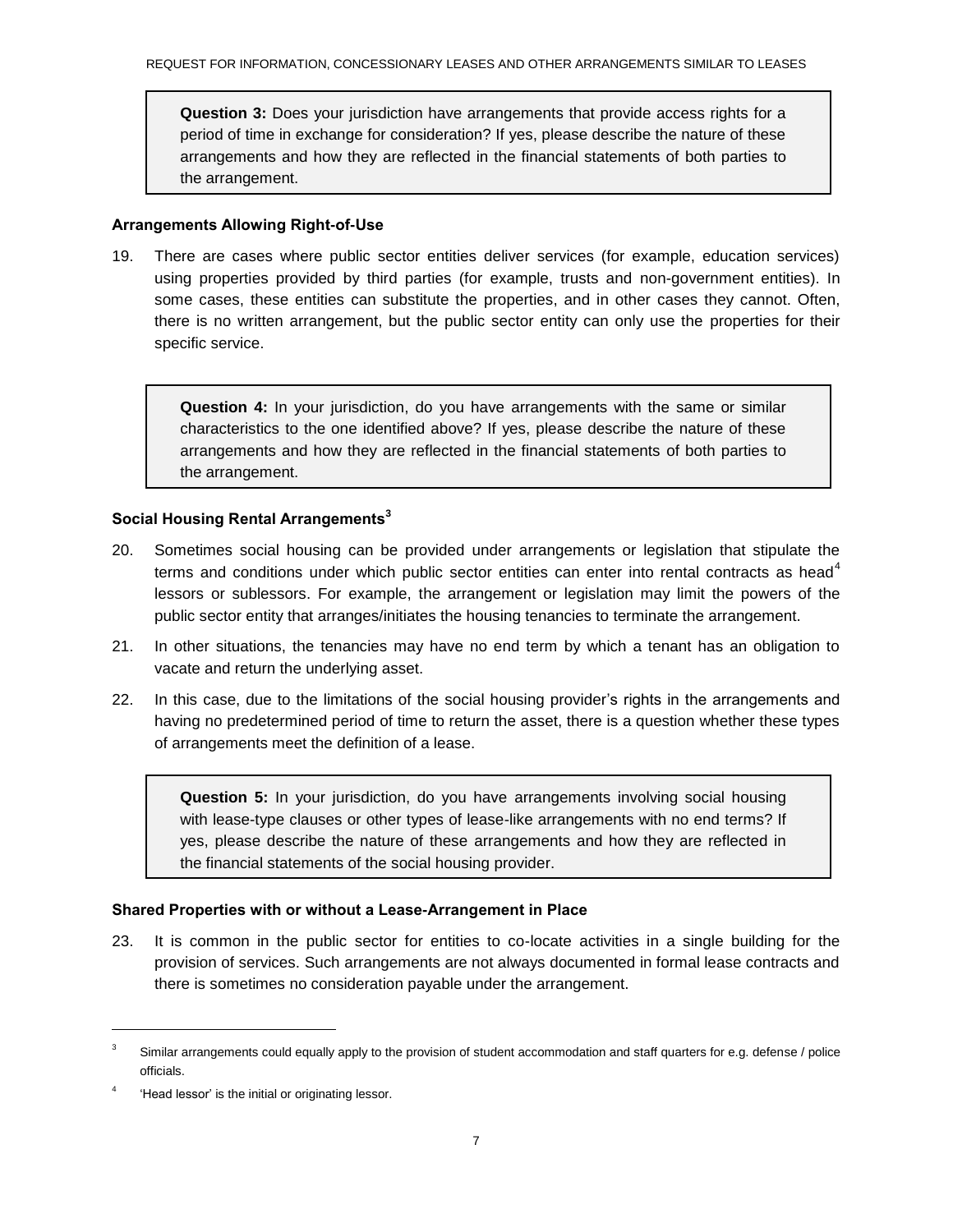> **Question 3:** Does your jurisdiction have arrangements that provide access rights for a period of time in exchange for consideration? If yes, please describe the nature of these arrangements and how they are reflected in the financial statements of both parties to the arrangement.

### Arrangements Allowing Right-of-Use

19. There are cases where public sector entities deliver services (for example, education services) using properties provided by third parties (for example, trusts and non-government entities). In some cases, these entities can substitute the properties, and in other cases they cannot. Often, there is no written arrangement, but the public sector entity can only use the properties for their specific service.

> **Question 4:** In your jurisdiction, do you have arrangements with the same or similar characteristics to the one identified above? If yes, please describe the nature of these arrangements and how they are reflected in the financial statements of both parties to the arrangement.

### Social Housing Rental Arrangements[3]

20. Sometimes social housing can be provided under arrangements or legislation that stipulate the terms and conditions under which public sector entities can enter into rental contracts as head[4] lessors or sublessors. For example, the arrangement or legislation may limit the powers of the public sector entity that arranges/initiates the housing tenancies to terminate the arrangement.

21. In other situations, the tenancies may have no end term by which a tenant has an obligation to vacate and return the underlying asset.

22. In this case, due to the limitations of the social housing provider's rights in the arrangements and having no predetermined period of time to return the asset, there is a question whether these types of arrangements meet the definition of a lease.

> **Question 5:** In your jurisdiction, do you have arrangements involving social housing with lease-type clauses or other types of lease-like arrangements with no end terms? If yes, please describe the nature of these arrangements and how they are reflected in the financial statements of the social housing provider.

### Shared Properties with or without a Lease-Arrangement in Place

23. It is common in the public sector for entities to co-locate activities in a single building for the provision of services. Such arrangements are not always documented in formal lease contracts and there is sometimes no consideration payable under the arrangement.

---

[3] Similar arrangements could equally apply to the provision of student accommodation and staff quarters for e.g. defense / police officials.

[4] 'Head lessor' is the initial or originating lessor.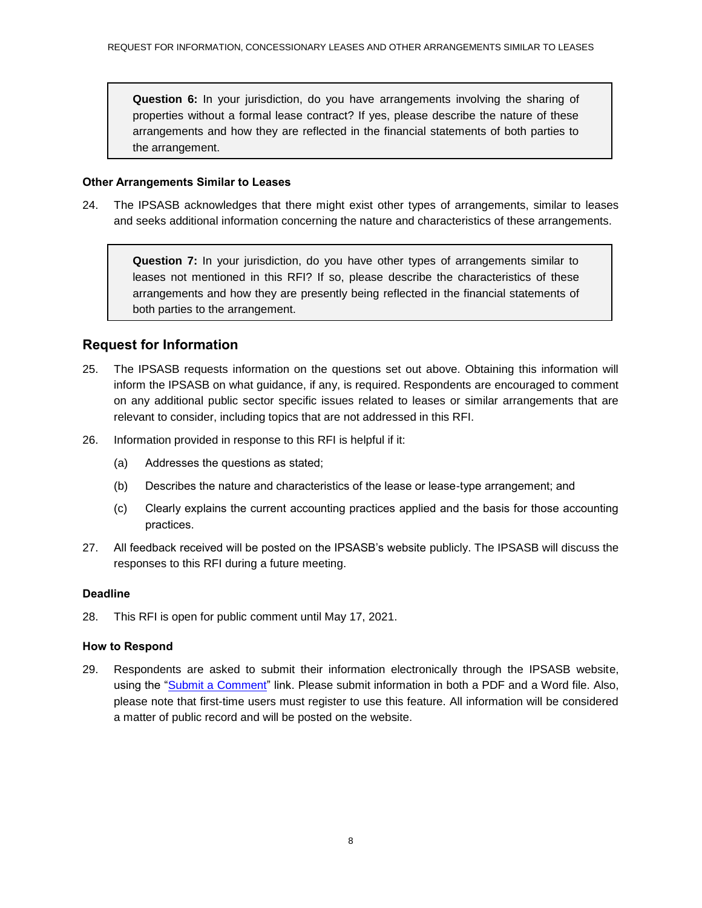> **Question 6:** In your jurisdiction, do you have arrangements involving the sharing of properties without a formal lease contract? If yes, please describe the nature of these arrangements and how they are reflected in the financial statements of both parties to the arrangement.

### Other Arrangements Similar to Leases

24. The IPSASB acknowledges that there might exist other types of arrangements, similar to leases and seeks additional information concerning the nature and characteristics of these arrangements.

> **Question 7:** In your jurisdiction, do you have other types of arrangements similar to leases not mentioned in this RFI? If so, please describe the characteristics of these arrangements and how they are presently being reflected in the financial statements of both parties to the arrangement.

## Request for Information

25. The IPSASB requests information on the questions set out above. Obtaining this information will inform the IPSASB on what guidance, if any, is required. Respondents are encouraged to comment on any additional public sector specific issues related to leases or similar arrangements that are relevant to consider, including topics that are not addressed in this RFI.

26. Information provided in response to this RFI is helpful if it:

    (a) Addresses the questions as stated;

    (b) Describes the nature and characteristics of the lease or lease-type arrangement; and

    (c) Clearly explains the current accounting practices applied and the basis for those accounting practices.

27. All feedback received will be posted on the IPSASB's website publicly. The IPSASB will discuss the responses to this RFI during a future meeting.

### Deadline

28. This RFI is open for public comment until May 17, 2021.

### How to Respond

29. Respondents are asked to submit their information electronically through the IPSASB website, using the "Submit a Comment" link. Please submit information in both a PDF and a Word file. Also, please note that first-time users must register to use this feature. All information will be considered a matter of public record and will be posted on the website.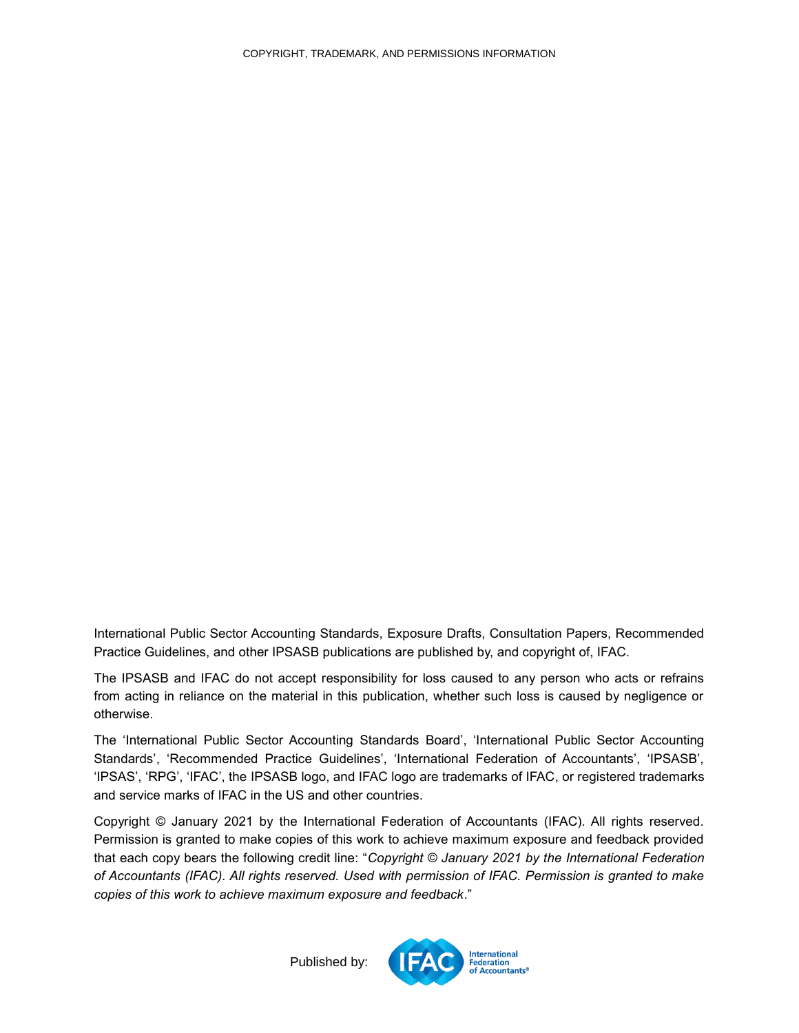COPYRIGHT, TRADEMARK, AND PERMISSIONS INFORMATION

International Public Sector Accounting Standards, Exposure Drafts, Consultation Papers, Recommended Practice Guidelines, and other IPSASB publications are published by, and copyright of, IFAC.

The IPSASB and IFAC do not accept responsibility for loss caused to any person who acts or refrains from acting in reliance on the material in this publication, whether such loss is caused by negligence or otherwise.

The 'International Public Sector Accounting Standards Board', 'International Public Sector Accounting Standards', 'Recommended Practice Guidelines', 'International Federation of Accountants', 'IPSASB', 'IPSAS', 'RPG', 'IFAC', the IPSASB logo, and IFAC logo are trademarks of IFAC, or registered trademarks and service marks of IFAC in the US and other countries.

Copyright © January 2021 by the International Federation of Accountants (IFAC). All rights reserved. Permission is granted to make copies of this work to achieve maximum exposure and feedback provided that each copy bears the following credit line: "*Copyright © January 2021 by the International Federation of Accountants (IFAC). All rights reserved. Used with permission of IFAC. Permission is granted to make copies of this work to achieve maximum exposure and feedback*."

Published by: IFAC International Federation of Accountants®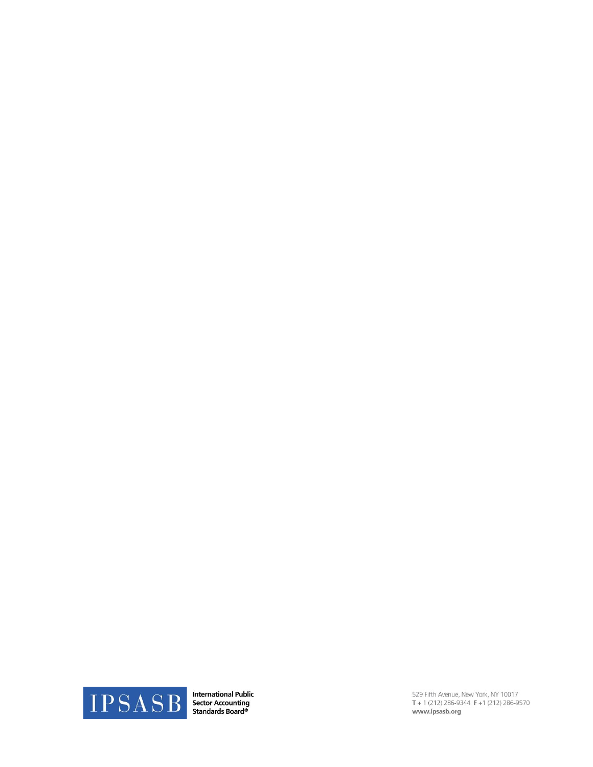IPSASB

**International Public Sector Accounting Standards Board®**

529 Fifth Avenue, New York, NY 10017
**T** + 1 (212) 286-9344 **F** +1 (212) 286-9570
**www.ipsasb.org**